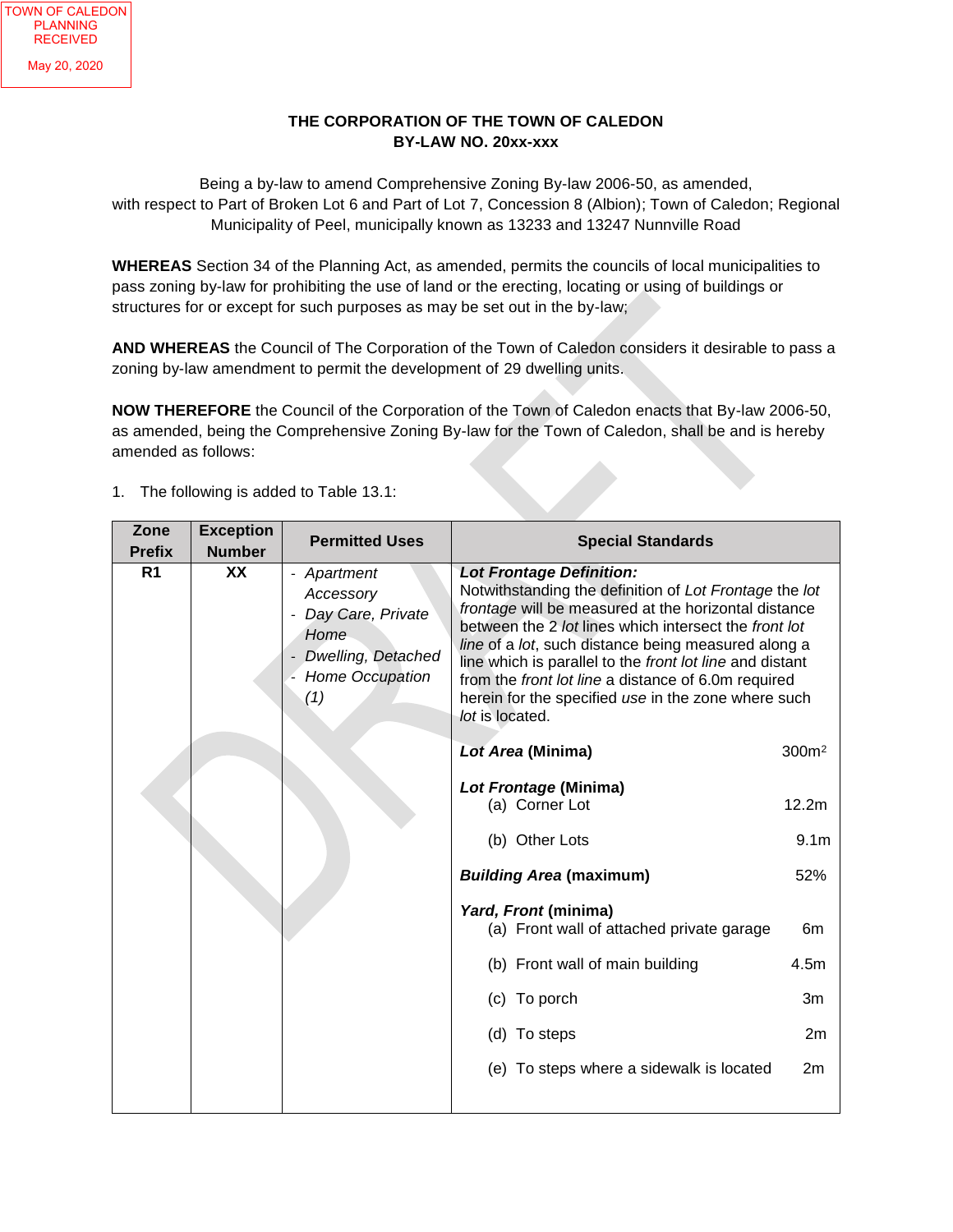TOWN OF CALEDON PLANNING RECEIVED

May 20, 2020

# THE CORPORATION OF THE TOWN OF CALEDON
## BY-LAW NO. 20xx-xxx

Being a by-law to amend Comprehensive Zoning By-law 2006-50, as amended, with respect to Part of Broken Lot 6 and Part of Lot 7, Concession 8 (Albion); Town of Caledon; Regional Municipality of Peel, municipally known as 13233 and 13247 Nunnville Road

**WHEREAS** Section 34 of the Planning Act, as amended, permits the councils of local municipalities to pass zoning by-law for prohibiting the use of land or the erecting, locating or using of buildings or structures for or except for such purposes as may be set out in the by-law;

**AND WHEREAS** the Council of The Corporation of the Town of Caledon considers it desirable to pass a zoning by-law amendment to permit the development of 29 dwelling units.

**NOW THEREFORE** the Council of the Corporation of the Town of Caledon enacts that By-law 2006-50, as amended, being the Comprehensive Zoning By-law for the Town of Caledon, shall be and is hereby amended as follows:

1. The following is added to Table 13.1:

| Zone Prefix | Exception Number | Permitted Uses | Special Standards |
|---|---|---|---|
| R1 | XX | - *Apartment Accessory*<br>- *Day Care, Private Home*<br>- *Dwelling, Detached*<br>- *Home Occupation (1)* | ***Lot Frontage Definition:***<br>Notwithstanding the definition of *Lot Frontage* the *lot frontage* will be measured at the horizontal distance between the 2 *lot* lines which intersect the *front lot line* of a *lot*, such distance being measured along a line which is parallel to the *front lot line* and distant from the *front lot line* a distance of 6.0m required herein for the specified *use* in the zone where such *lot* is located.<br><br>***Lot Area*** **(Minima)** 300m²<br><br>***Lot Frontage*** **(Minima)**<br>(a) Corner Lot 12.2m<br>(b) Other Lots 9.1m<br><br>***Building Area*** **(maximum)** 52%<br><br>***Yard, Front*** **(minima)**<br>(a) Front wall of attached private garage 6m<br>(b) Front wall of main building 4.5m<br>(c) To porch 3m<br>(d) To steps 2m<br>(e) To steps where a sidewalk is located 2m |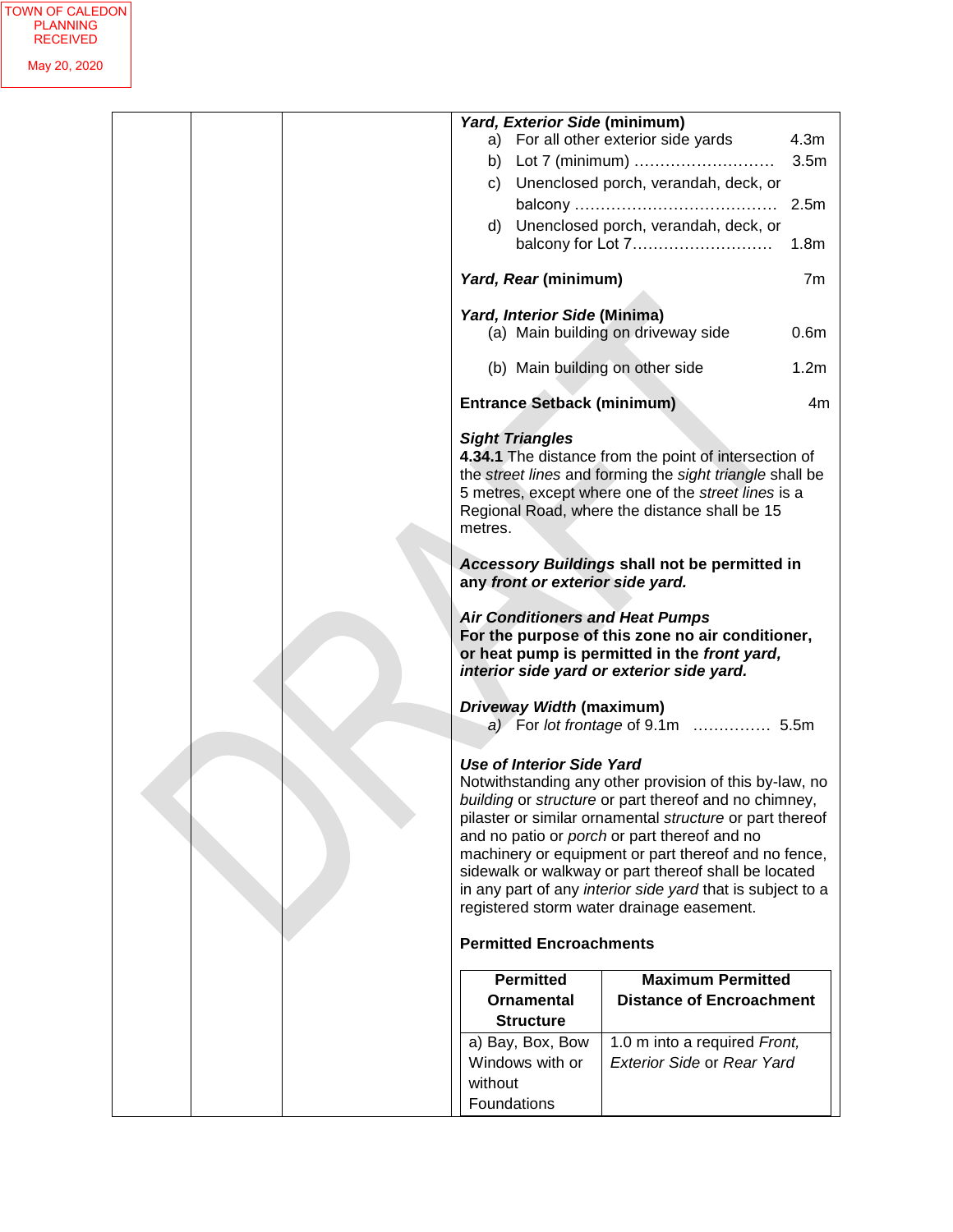TOWN OF CALEDON
PLANNING
RECEIVED

May 20, 2020

***Yard, Exterior Side*** **(minimum)**

a) For all other exterior side yards 4.3m
b) Lot 7 (minimum) ……………………… 3.5m
c) Unenclosed porch, verandah, deck, or balcony ………………………………… 2.5m
d) Unenclosed porch, verandah, deck, or balcony for Lot 7……………………… 1.8m

***Yard, Rear*** **(minimum)** 7m

***Yard, Interior Side*** **(Minima)**

(a) Main building on driveway side 0.6m

(b) Main building on other side 1.2m

**Entrance Setback (minimum)** 4m

***Sight Triangles***

**4.34.1** The distance from the point of intersection of the *street lines* and forming the *sight triangle* shall be 5 metres, except where one of the *street lines* is a Regional Road, where the distance shall be 15 metres.

***Accessory Buildings*** **shall not be permitted in any *front or exterior side yard.***

***Air Conditioners and Heat Pumps***

**For the purpose of this zone no air conditioner, or heat pump is permitted in the *front yard, interior side yard or exterior side yard.***

***Driveway Width*** **(maximum)**

*a)* For *lot frontage* of 9.1m …………… 5.5m

***Use of Interior Side Yard***

Notwithstanding any other provision of this by-law, no *building* or *structure* or part thereof and no chimney, pilaster or similar ornamental *structure* or part thereof and no patio or *porch* or part thereof and no machinery or equipment or part thereof and no fence, sidewalk or walkway or part thereof shall be located in any part of any *interior side yard* that is subject to a registered storm water drainage easement.

**Permitted Encroachments**

| Permitted Ornamental Structure | Maximum Permitted Distance of Encroachment |
| --- | --- |
| a) Bay, Box, Bow Windows with or without Foundations | 1.0 m into a required *Front, Exterior Side* or *Rear Yard* |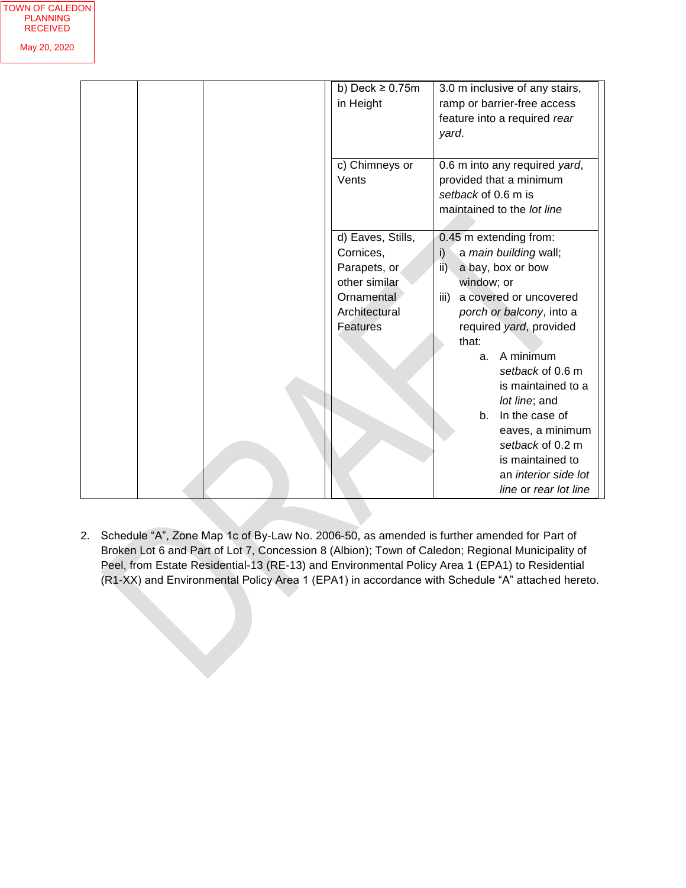TOWN OF CALEDON PLANNING RECEIVED May 20, 2020

| | | | | |
|---|---|---|---|---|
| | | | b) Deck ≥ 0.75m in Height | 3.0 m inclusive of any stairs, ramp or barrier-free access feature into a required *rear yard*. |
| | | | c) Chimneys or Vents | 0.6 m into any required *yard*, provided that a minimum *setback* of 0.6 m is maintained to the *lot line* |
| | | | d) Eaves, Stills, Cornices, Parapets, or other similar Ornamental Architectural Features | 0.45 m extending from: i) a *main building* wall; ii) a bay, box or bow window; or iii) a covered or uncovered *porch or balcony*, into a required *yard*, provided that: a. A minimum *setback* of 0.6 m is maintained to a *lot line*; and b. In the case of eaves, a minimum *setback* of 0.2 m is maintained to an *interior side lot line* or *rear lot line* |

2. Schedule "A", Zone Map 1c of By-Law No. 2006-50, as amended is further amended for Part of Broken Lot 6 and Part of Lot 7, Concession 8 (Albion); Town of Caledon; Regional Municipality of Peel, from Estate Residential-13 (RE-13) and Environmental Policy Area 1 (EPA1) to Residential (R1-XX) and Environmental Policy Area 1 (EPA1) in accordance with Schedule "A" attached hereto.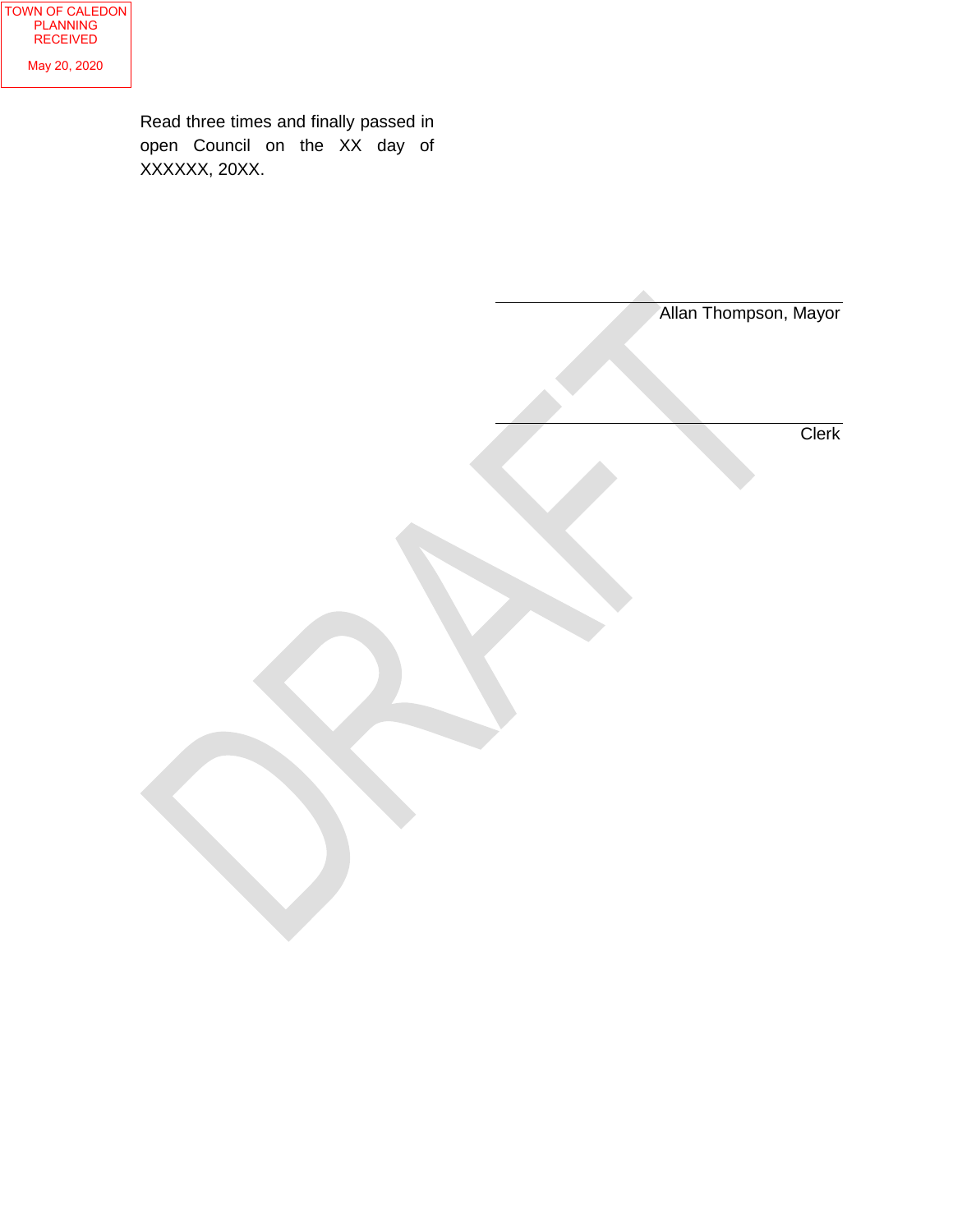TOWN OF CALEDON PLANNING RECEIVED

May 20, 2020

Read three times and finally passed in open Council on the XX day of XXXXXX, 20XX.

Allan Thompson, Mayor

Clerk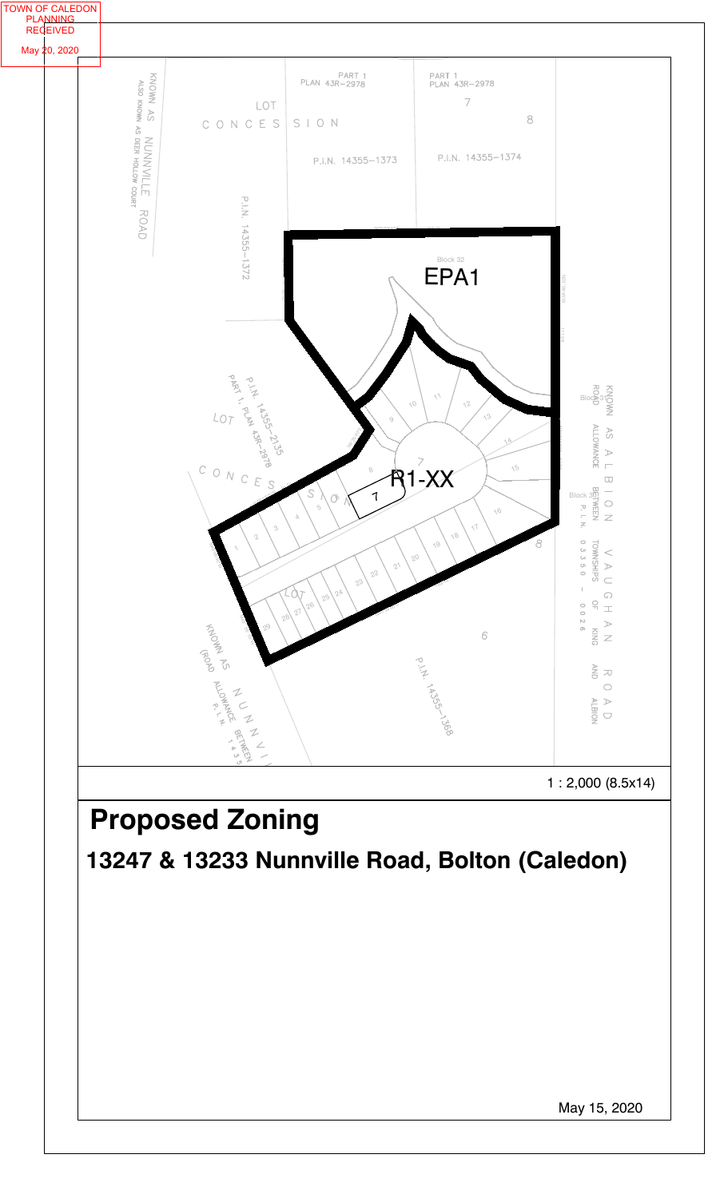TOWN OF CALEDON
PLANNING
RECEIVED

May 20, 2020

KNOWN AS NUNNVILLE ROAD
ALSO KNOWN AS DEER HOLLOW COURT

PART 1
PLAN 43R-2978

PART 1
PLAN 43R-2978

LOT 7

CONCESSION 8

P.I.N. 14355-1373

P.I.N. 14355-1374

P.I.N. 14355-1372

Block 32

EPA1

P.I.N. 14355-2135
PART 1, PLAN 43R-2978

LOT

CONCESSION

R1-XX

1 2 3 4 5 6 7 8 9 10 11 12 13 14 15 16 17 18 19 20 21 22 23 24 25 26 27 28 29

LOT 7

8

6

P.I.N. 14355-1368

KNOWN AS NUNNVILLE (ROAD ALLOWANCE BETWEEN P.I.N. 1435

Block 33

Block 34

KNOWN AS ALBION VAUGHAN ROAD
ROAD ALLOWANCE BETWEEN TOWNSHIPS OF KING AND ALBION
P.I.N. 03350 - 0026

1 : 2,000 (8.5x14)

# Proposed Zoning

## 13247 & 13233 Nunnville Road, Bolton (Caledon)

May 15, 2020